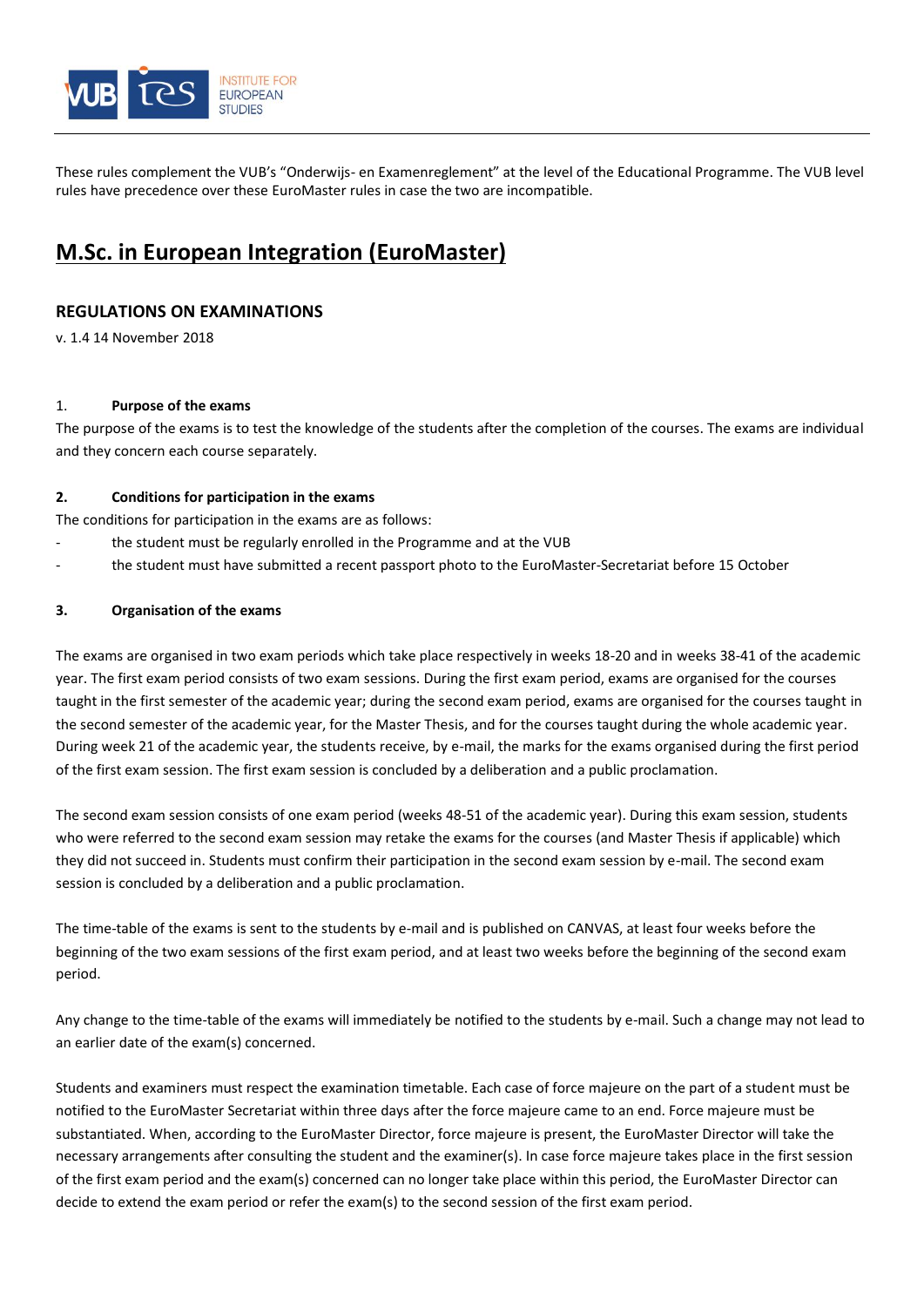These rules complement the VUB's "Onderwijs- en Examenreglement" at the level of the Educational Programme. The VUB level rules have precedence over these EuroMaster rules in case the two are incompatible.

# M.Sc. in European Integration (EuroMaster)

## REGULATIONS ON EXAMINATIONS

v. 1.4 14 November 2018

### 1. Purpose of the exams

The purpose of the exams is to test the knowledge of the students after the completion of the courses. The exams are individual and they concern each course separately.

### 2. Conditions for participation in the exams

The conditions for participation in the exams are as follows:

- the student must be regularly enrolled in the Programme and at the VUB
- the student must have submitted a recent passport photo to the EuroMaster-Secretariat before 15 October

### 3. Organisation of the exams

The exams are organised in two exam periods which take place respectively in weeks 18-20 and in weeks 38-41 of the academic year. The first exam period consists of two exam sessions. During the first exam period, exams are organised for the courses taught in the first semester of the academic year; during the second exam period, exams are organised for the courses taught in the second semester of the academic year, for the Master Thesis, and for the courses taught during the whole academic year. During week 21 of the academic year, the students receive, by e-mail, the marks for the exams organised during the first period of the first exam session. The first exam session is concluded by a deliberation and a public proclamation.

The second exam session consists of one exam period (weeks 48-51 of the academic year). During this exam session, students who were referred to the second exam session may retake the exams for the courses (and Master Thesis if applicable) which they did not succeed in. Students must confirm their participation in the second exam session by e-mail. The second exam session is concluded by a deliberation and a public proclamation.

The time-table of the exams is sent to the students by e-mail and is published on CANVAS, at least four weeks before the beginning of the two exam sessions of the first exam period, and at least two weeks before the beginning of the second exam period.

Any change to the time-table of the exams will immediately be notified to the students by e-mail. Such a change may not lead to an earlier date of the exam(s) concerned.

Students and examiners must respect the examination timetable. Each case of force majeure on the part of a student must be notified to the EuroMaster Secretariat within three days after the force majeure came to an end. Force majeure must be substantiated. When, according to the EuroMaster Director, force majeure is present, the EuroMaster Director will take the necessary arrangements after consulting the student and the examiner(s). In case force majeure takes place in the first session of the first exam period and the exam(s) concerned can no longer take place within this period, the EuroMaster Director can decide to extend the exam period or refer the exam(s) to the second session of the first exam period.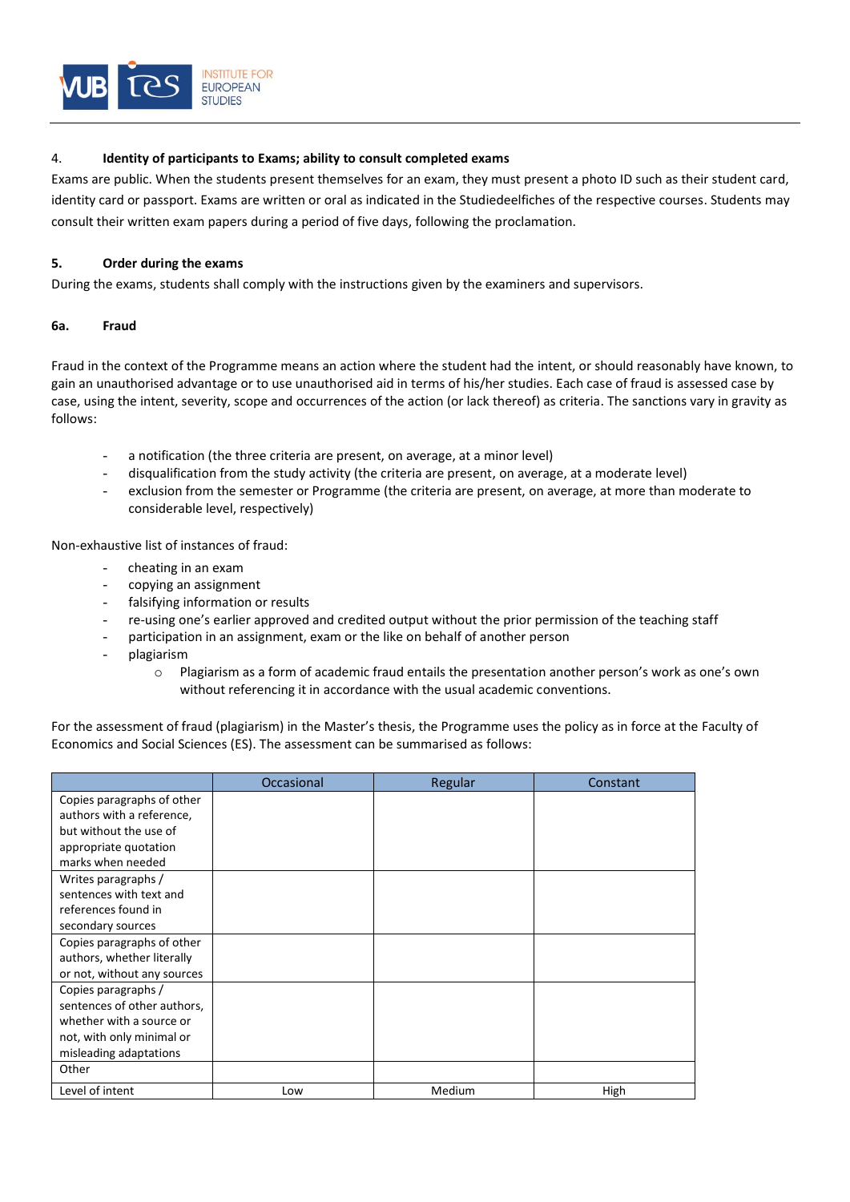### 4. Identity of participants to Exams; ability to consult completed exams

Exams are public. When the students present themselves for an exam, they must present a photo ID such as their student card, identity card or passport. Exams are written or oral as indicated in the Studiedeelfiches of the respective courses. Students may consult their written exam papers during a period of five days, following the proclamation.

### 5. Order during the exams

During the exams, students shall comply with the instructions given by the examiners and supervisors.

### 6a. Fraud

Fraud in the context of the Programme means an action where the student had the intent, or should reasonably have known, to gain an unauthorised advantage or to use unauthorised aid in terms of his/her studies. Each case of fraud is assesed case by case, using the intent, severity, scope and occurrences of the action (or lack thereof) as criteria. The sanctions vary in gravity as follows:

- a notification (the three criteria are present, on average, at a minor level)
- disqualification from the study activity (the criteria are present, on average, at a moderate level)
- exclusion from the semester or Programme (the criteria are present, on average, at more than moderate to considerable level, respectively)

Non-exhaustive list of instances of fraud:

- cheating in an exam
- copying an assignment
- falsifying information or results
- re-using one's earlier approved and credited output without the prior permission of the teaching staff
- participation in an assignment, exam or the like on behalf of another person
- plagiarism
  - Plagiarism as a form of academic fraud entails the presentation another person's work as one's own without referencing it in accordance with the usual academic conventions.

For the assessment of fraud (plagiarism) in the Master's thesis, the Programme uses the policy as in force at the Faculty of Economics and Social Sciences (ES). The assessment can be summarised as follows:

| | Occasional | Regular | Constant |
|---|---|---|---|
| Copies paragraphs of other authors with a reference, but without the use of appropriate quotation marks when needed | | | |
| Writes paragraphs / sentences with text and references found in secondary sources | | | |
| Copies paragraphs of other authors, whether literally or not, without any sources | | | |
| Copies paragraphs / sentences of other authors, whether with a source or not, with only minimal or misleading adaptations | | | |
| Other | | | |
| Level of intent | Low | Medium | High |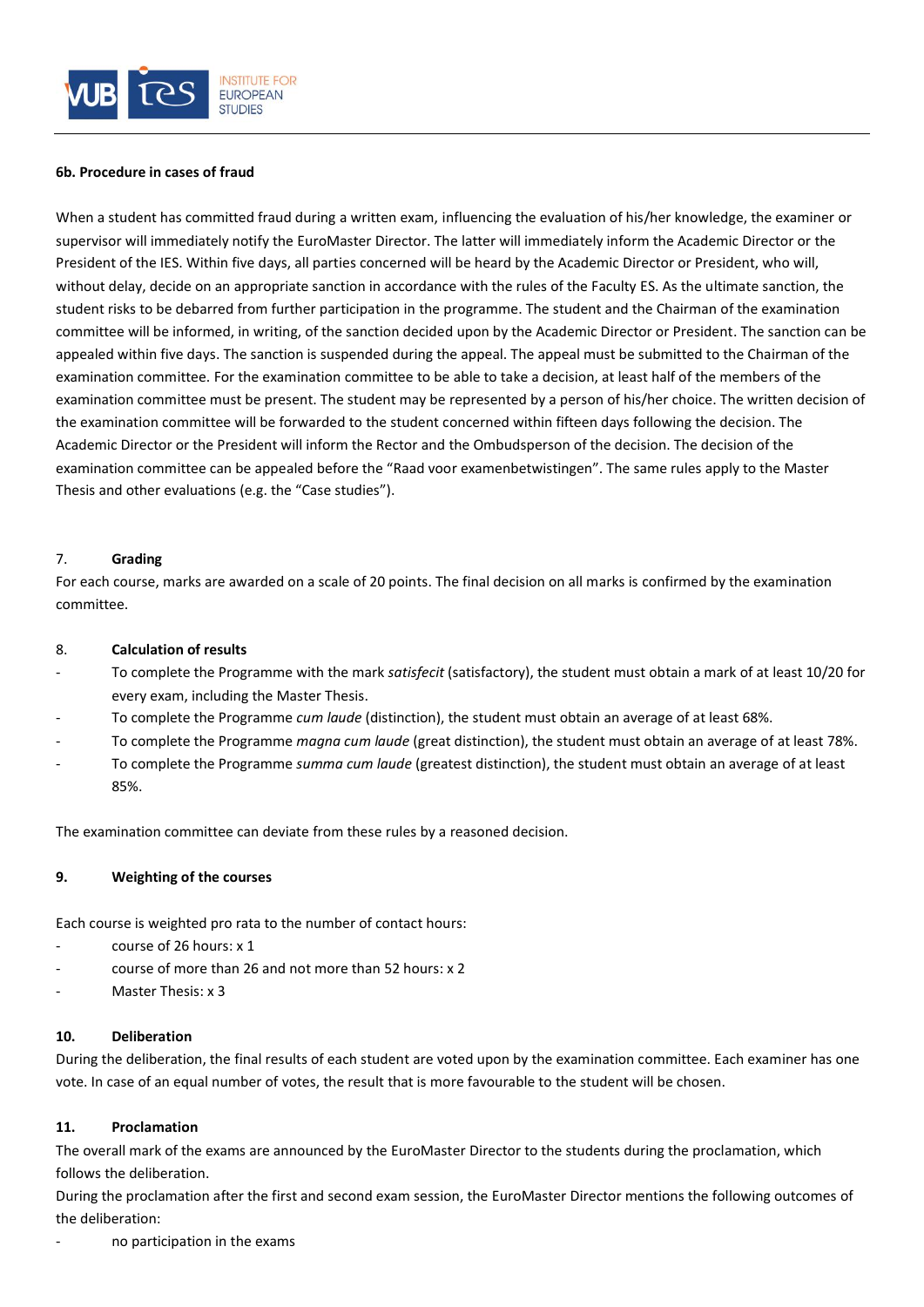**6b. Procedure in cases of fraud**

When a student has committed fraud during a written exam, influencing the evaluation of his/her knowledge, the examiner or supervisor will immediately notify the EuroMaster Director. The latter will immediately inform the Academic Director or the President of the IES. Within five days, all parties concerned will be heard by the Academic Director or President, who will, without delay, decide on an appropriate sanction in accordance with the rules of the Faculty ES. As the ultimate sanction, the student risks to be debarred from further participation in the programme. The student and the Chairman of the examination committee will be informed, in writing, of the sanction decided upon by the Academic Director or President. The sanction can be appealed within five days. The sanction is suspended during the appeal. The appeal must be submitted to the Chairman of the examination committee. For the examination committee to be able to take a decision, at least half of the members of the examination committee must be present. The student may be represented by a person of his/her choice. The written decision of the examination committee will be forwarded to the student concerned within fifteen days following the decision. The Academic Director or the President will inform the Rector and the Ombudsperson of the decision. The decision of the examination committee can be appealed before the "Raad voor examenbetwistingen". The same rules apply to the Master Thesis and other evaluations (e.g. the "Case studies").

**7. Grading**

For each course, marks are awarded on a scale of 20 points. The final decision on all marks is confirmed by the examination committee.

**8. Calculation of results**

- To complete the Programme with the mark *satisfecit* (satisfactory), the student must obtain a mark of at least 10/20 for every exam, including the Master Thesis.
- To complete the Programme *cum laude* (distinction), the student must obtain an average of at least 68%.
- To complete the Programme *magna cum laude* (great distinction), the student must obtain an average of at least 78%.
- To complete the Programme *summa cum laude* (greatest distinction), the student must obtain an average of at least 85%.

The examination committee can deviate from these rules by a reasoned decision.

**9. Weighting of the courses**

Each course is weighted pro rata to the number of contact hours:

- course of 26 hours: x 1
- course of more than 26 and not more than 52 hours: x 2
- Master Thesis: x 3

**10. Deliberation**

During the deliberation, the final results of each student are voted upon by the examination committee. Each examiner has one vote. In case of an equal number of votes, the result that is more favourable to the student will be chosen.

**11. Proclamation**

The overall mark of the exams are announced by the EuroMaster Director to the students during the proclamation, which follows the deliberation.

During the proclamation after the first and second exam session, the EuroMaster Director mentions the following outcomes of the deliberation:

- no participation in the exams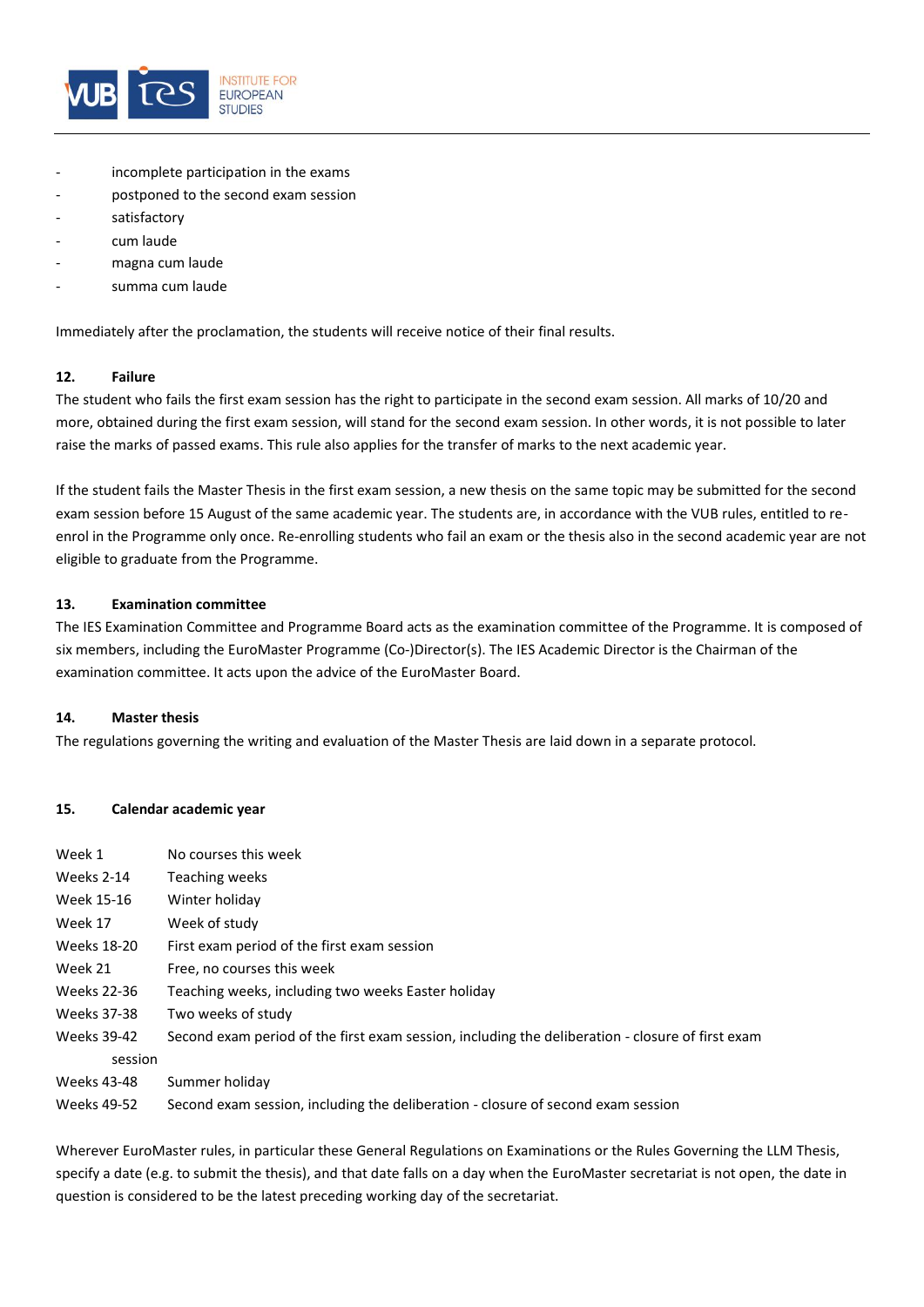- incomplete participation in the exams
- postponed to the second exam session
- satisfactory
- cum laude
- magna cum laude
- summa cum laude

Immediately after the proclamation, the students will receive notice of their final results.

#### 12. Failure

The student who fails the first exam session has the right to participate in the second exam session. All marks of 10/20 and more, obtained during the first exam session, will stand for the second exam session. In other words, it is not possible to later raise the marks of passed exams. This rule also applies for the transfer of marks to the next academic year.

If the student fails the Master Thesis in the first exam session, a new thesis on the same topic may be submitted for the second exam session before 15 August of the same academic year. The students are, in accordance with the VUB rules, entitled to re-enrol in the Programme only once. Re-enrolling students who fail an exam or the thesis also in the second academic year are not eligible to graduate from the Programme.

#### 13. Examination committee

The IES Examination Committee and Programme Board acts as the examination committee of the Programme. It is composed of six members, including the EuroMaster Programme (Co-)Director(s). The IES Academic Director is the Chairman of the examination committee. It acts upon the advice of the EuroMaster Board.

#### 14. Master thesis

The regulations governing the writing and evaluation of the Master Thesis are laid down in a separate protocol.

#### 15. Calendar academic year

| | |
|---|---|
| Week 1 | No courses this week |
| Weeks 2-14 | Teaching weeks |
| Week 15-16 | Winter holiday |
| Week 17 | Week of study |
| Weeks 18-20 | First exam period of the first exam session |
| Week 21 | Free, no courses this week |
| Weeks 22-36 | Teaching weeks, including two weeks Easter holiday |
| Weeks 37-38 | Two weeks of study |
| Weeks 39-42 | Second exam period of the first exam session, including the deliberation - closure of first exam session |
| Weeks 43-48 | Summer holiday |
| Weeks 49-52 | Second exam session, including the deliberation - closure of second exam session |

Wherever EuroMaster rules, in particular these General Regulations on Examinations or the Rules Governing the LLM Thesis, specify a date (e.g. to submit the thesis), and that date falls on a day when the EuroMaster secretariat is not open, the date in question is considered to be the latest preceding working day of the secretariat.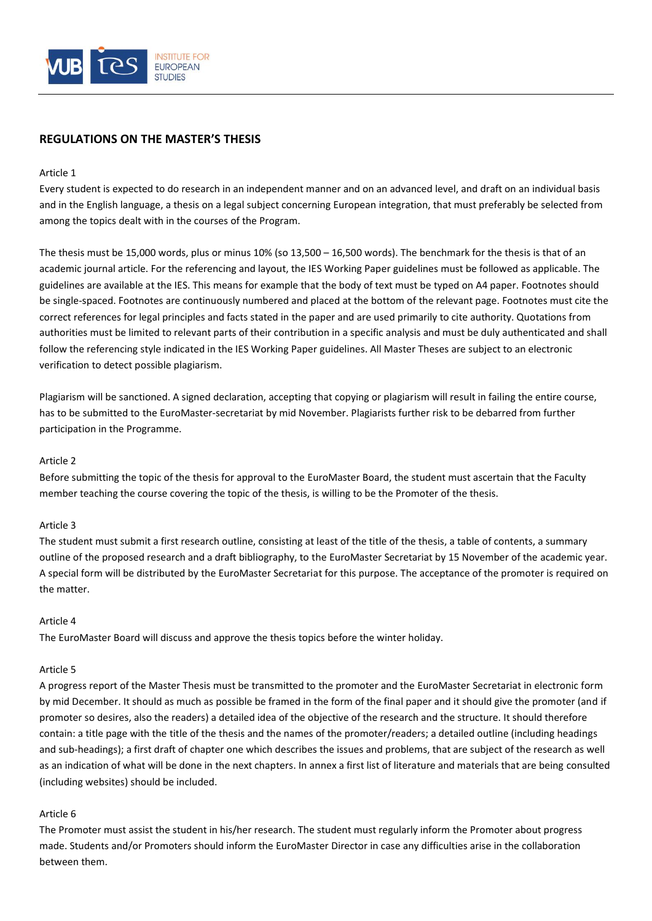## REGULATIONS ON THE MASTER'S THESIS

Article 1

Every student is expected to do research in an independent manner and on an advanced level, and draft on an individual basis and in the English language, a thesis on a legal subject concerning European integration, that must preferably be selected from among the topics dealt with in the courses of the Program.

The thesis must be 15,000 words, plus or minus 10% (so 13,500 – 16,500 words). The benchmark for the thesis is that of an academic journal article. For the referencing and layout, the IES Working Paper guidelines must be followed as applicable. The guidelines are available at the IES. This means for example that the body of text must be typed on A4 paper. Footnotes should be single-spaced. Footnotes are continuously numbered and placed at the bottom of the relevant page. Footnotes must cite the correct references for legal principles and facts stated in the paper and are used primarily to cite authority. Quotations from authorities must be limited to relevant parts of their contribution in a specific analysis and must be duly authenticated and shall follow the referencing style indicated in the IES Working Paper guidelines. All Master Theses are subject to an electronic verification to detect possible plagiarism.

Plagiarism will be sanctioned. A signed declaration, accepting that copying or plagiarism will result in failing the entire course, has to be submitted to the EuroMaster-secretariat by mid November. Plagiarists further risk to be debarred from further participation in the Programme.

Article 2

Before submitting the topic of the thesis for approval to the EuroMaster Board, the student must ascertain that the Faculty member teaching the course covering the topic of the thesis, is willing to be the Promoter of the thesis.

Article 3

The student must submit a first research outline, consisting at least of the title of the thesis, a table of contents, a summary outline of the proposed research and a draft bibliography, to the EuroMaster Secretariat by 15 November of the academic year. A special form will be distributed by the EuroMaster Secretariat for this purpose. The acceptance of the promoter is required on the matter.

Article 4

The EuroMaster Board will discuss and approve the thesis topics before the winter holiday.

Article 5

A progress report of the Master Thesis must be transmitted to the promoter and the EuroMaster Secretariat in electronic form by mid December. It should as much as possible be framed in the form of the final paper and it should give the promoter (and if promoter so desires, also the readers) a detailed idea of the objective of the research and the structure. It should therefore contain: a title page with the title of the thesis and the names of the promoter/readers; a detailed outline (including headings and sub-headings); a first draft of chapter one which describes the issues and problems, that are subject of the research as well as an indication of what will be done in the next chapters. In annex a first list of literature and materials that are being consulted (including websites) should be included.

Article 6

The Promoter must assist the student in his/her research. The student must regularly inform the Promoter about progress made. Students and/or Promoters should inform the EuroMaster Director in case any difficulties arise in the collaboration between them.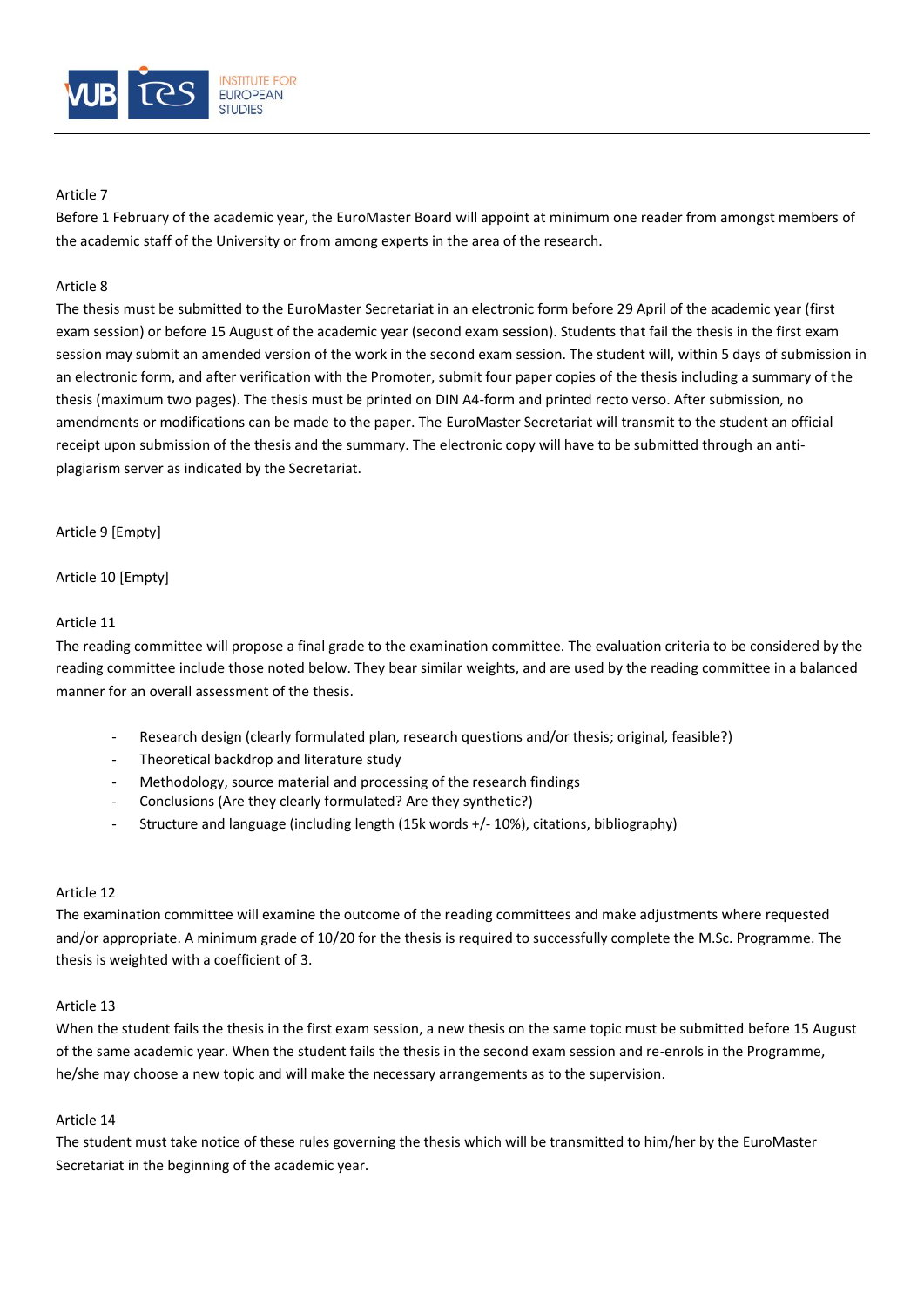Article 7

Before 1 February of the academic year, the EuroMaster Board will appoint at minimum one reader from amongst members of the academic staff of the University or from among experts in the area of the research.

Article 8

The thesis must be submitted to the EuroMaster Secretariat in an electronic form before 29 April of the academic year (first exam session) or before 15 August of the academic year (second exam session). Students that fail the thesis in the first exam session may submit an amended version of the work in the second exam session. The student will, within 5 days of submission in an electronic form, and after verification with the Promoter, submit four paper copies of the thesis including a summary of the thesis (maximum two pages). The thesis must be printed on DIN A4-form and printed recto verso. After submission, no amendments or modifications can be made to the paper. The EuroMaster Secretariat will transmit to the student an official receipt upon submission of the thesis and the summary. The electronic copy will have to be submitted through an anti-plagiarism server as indicated by the Secretariat.

Article 9 [Empty]

Article 10 [Empty]

Article 11

The reading committee will propose a final grade to the examination committee. The evaluation criteria to be considered by the reading committee include those noted below. They bear similar weights, and are used by the reading committee in a balanced manner for an overall assessment of the thesis.

- Research design (clearly formulated plan, research questions and/or thesis; original, feasible?)
- Theoretical backdrop and literature study
- Methodology, source material and processing of the research findings
- Conclusions (Are they clearly formulated? Are they synthetic?)
- Structure and language (including length (15k words +/- 10%), citations, bibliography)

Article 12

The examination committee will examine the outcome of the reading committees and make adjustments where requested and/or appropriate. A minimum grade of 10/20 for the thesis is required to successfully complete the M.Sc. Programme. The thesis is weighted with a coefficient of 3.

Article 13

When the student fails the thesis in the first exam session, a new thesis on the same topic must be submitted before 15 August of the same academic year. When the student fails the thesis in the second exam session and re-enrols in the Programme, he/she may choose a new topic and will make the necessary arrangements as to the supervision.

Article 14

The student must take notice of these rules governing the thesis which will be transmitted to him/her by the EuroMaster Secretariat in the beginning of the academic year.